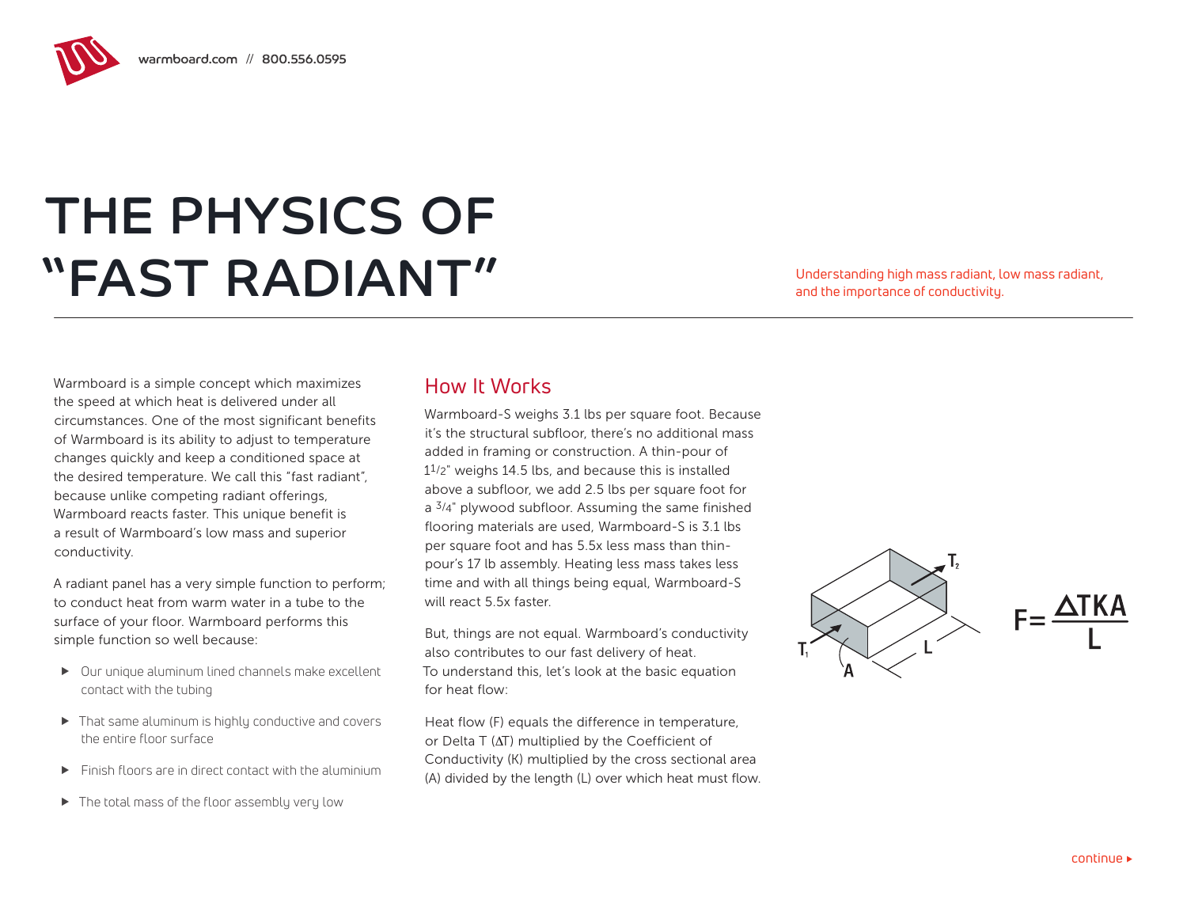# THE PHYSICS OF "FAST RADIANT"

Understanding high mass radiant, low mass radiant, and the importance of conductivity.

Warmboard is a simple concept which maximizes the speed at which heat is delivered under all circumstances. One of the most significant benefits of Warmboard is its ability to adjust to temperature changes quickly and keep a conditioned space at the desired temperature. We call this "fast radiant", because unlike competing radiant offerings, Warmboard reacts faster. This unique benefit is a result of Warmboard's low mass and superior conductivity.

A radiant panel has a very simple function to perform; to conduct heat from warm water in a tube to the surface of your floor. Warmboard performs this simple function so well because:

- Our unique aluminum lined channels make excellent contact with the tubing
- That same aluminum is highly conductive and covers the entire floor surface
- Finish floors are in direct contact with the aluminium
- The total mass of the floor assembly very low

## How It Works

Warmboard-S weighs 3.1 lbs per square foot. Because it's the structural subfloor, there's no additional mass added in framing or construction. A thin-pour of 1 1/2" weighs 14.5 lbs, and because this is installed above a subfloor, we add 2.5 lbs per square foot for a 3/4" plywood subfloor. Assuming the same finished flooring materials are used, Warmboard-S is 3.1 lbs per square foot and has 5.5x less mass than thin-pour's 17 lb assembly. Heating less mass takes less time and with all things being equal, Warmboard-S will react 5.5x faster.

But, things are not equal. Warmboard's conductivity also contributes to our fast delivery of heat. To understand this, let's look at the basic equation for heat flow:

Heat flow (F) equals the difference in temperature, or Delta T (ΔT) multiplied by the Coefficient of Conductivity (K) multiplied by the cross sectional area (A) divided by the length (L) over which heat must flow.

$$F = \frac{\Delta TKA}{L}$$

continue ▸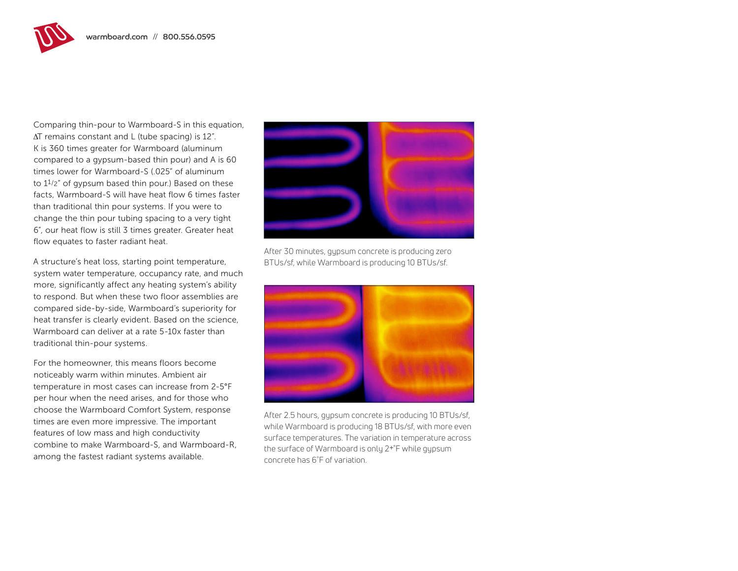Comparing thin-pour to Warmboard-S in this equation, $\Delta T$ remains constant and L (tube spacing) is 12". K is 360 times greater for Warmboard (aluminum compared to a gypsum-based thin pour) and A is 60 times lower for Warmboard-S (.025" of aluminum to $1^{1}/_{2}$" of gypsum based thin pour.) Based on these facts, Warmboard-S will have heat flow 6 times faster than traditional thin pour systems. If you were to change the thin pour tubing spacing to a very tight 6", our heat flow is still 3 times greater. Greater heat flow equates to faster radiant heat.

A structure's heat loss, starting point temperature, system water temperature, occupancy rate, and much more, significantly affect any heating system's ability to respond. But when these two floor assemblies are compared side-by-side, Warmboard's superiority for heat transfer is clearly evident. Based on the science, Warmboard can deliver at a rate 5-10x faster than traditional thin-pour systems.

For the homeowner, this means floors become noticeably warm within minutes. Ambient air temperature in most cases can increase from 2-5°F per hour when the need arises, and for those who choose the Warmboard Comfort System, response times are even more impressive. The important features of low mass and high conductivity combine to make Warmboard-S, and Warmboard-R, among the fastest radiant systems available.

After 30 minutes, gypsum concrete is producing zero BTUs/sf, while Warmboard is producing 10 BTUs/sf.

After 2.5 hours, gypsum concrete is producing 10 BTUs/sf, while Warmboard is producing 18 BTUs/sf, with more even surface temperatures. The variation in temperature across the surface of Warmboard is only 2+°F while gypsum concrete has 6°F of variation.